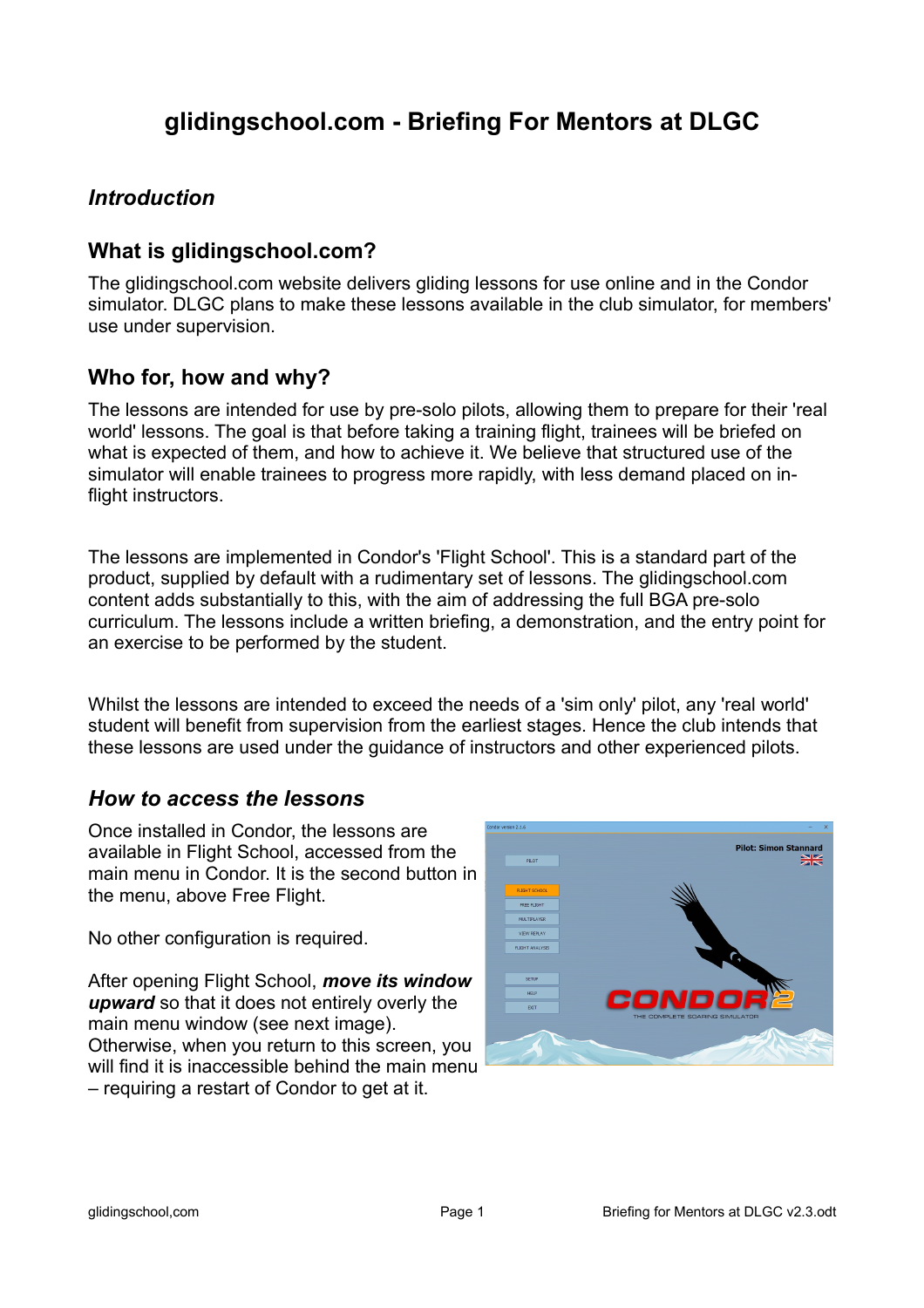# glidingschool.com - Briefing For Mentors at DLGC

## *Introduction*

### What is glidingschool.com?

The glidingschool.com website delivers gliding lessons for use online and in the Condor simulator. DLGC plans to make these lessons available in the club simulator, for members' use under supervision.

### Who for, how and why?

The lessons are intended for use by pre-solo pilots, allowing them to prepare for their 'real world' lessons. The goal is that before taking a training flight, trainees will be briefed on what is expected of them, and how to achieve it. We believe that structured use of the simulator will enable trainees to progress more rapidly, with less demand placed on in-flight instructors.

The lessons are implemented in Condor's 'Flight School'. This is a standard part of the product, supplied by default with a rudimentary set of lessons. The glidingschool.com content adds substantially to this, with the aim of addressing the full BGA pre-solo curriculum. The lessons include a written briefing, a demonstration, and the entry point for an exercise to be performed by the student.

Whilst the lessons are intended to exceed the needs of a 'sim only' pilot, any 'real world' student will benefit from supervision from the earliest stages. Hence the club intends that these lessons are used under the guidance of instructors and other experienced pilots.

## *How to access the lessons*

Once installed in Condor, the lessons are available in Flight School, accessed from the main menu in Condor. It is the second button in the menu, above Free Flight.

No other configuration is required.

After opening Flight School, ***move its window upward*** so that it does not entirely overly the main menu window (see next image). Otherwise, when you return to this screen, you will find it is inaccessible behind the main menu – requiring a restart of Condor to get at it.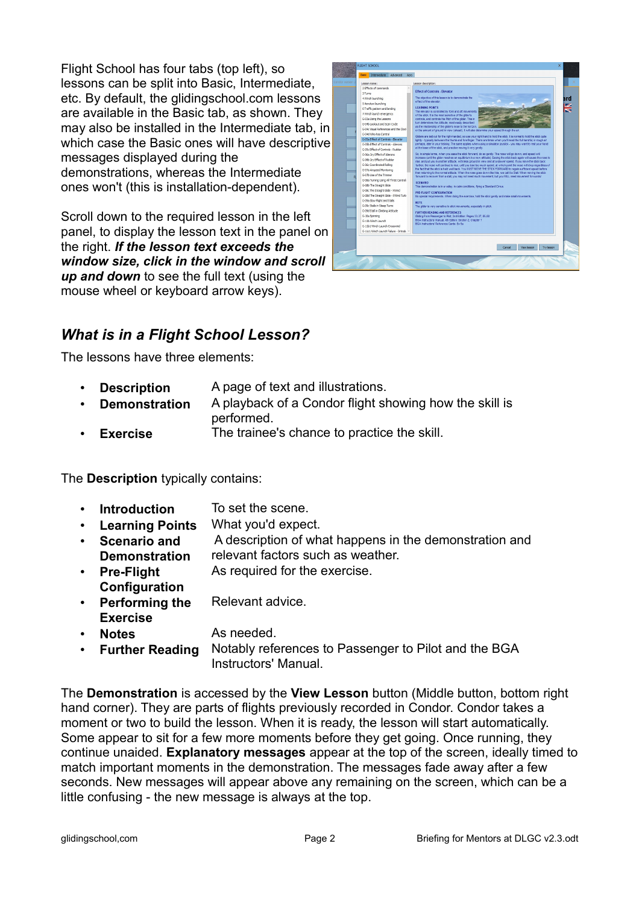Flight School has four tabs (top left), so lessons can be split into Basic, Intermediate, etc. By default, the glidingschool.com lessons are available in the Basic tab, as shown. They may also be installed in the Intermediate tab, in which case the Basic ones will have descriptive messages displayed during the demonstrations, whereas the Intermediate ones won't (this is installation-dependent).

Scroll down to the required lesson in the left panel, to display the lesson text in the panel on the right. ***If the lesson text exceeds the window size, click in the window and scroll up and down*** to see the full text (using the mouse wheel or keyboard arrow keys).

## *What is in a Flight School Lesson?*

The lessons have three elements:

- **Description** — A page of text and illustrations.
- **Demonstration** — A playback of a Condor flight showing how the skill is performed.
- **Exercise** — The trainee's chance to practice the skill.

The **Description** typically contains:

- **Introduction** — To set the scene.
- **Learning Points** — What you'd expect.
- **Scenario and Demonstration** — A description of what happens in the demonstration and relevant factors such as weather.
- **Pre-Flight Configuration** — As required for the exercise.
- **Performing the Exercise** — Relevant advice.
- **Notes** — As needed.
- **Further Reading** — Notably references to Passenger to Pilot and the BGA Instructors' Manual.

The **Demonstration** is accessed by the **View Lesson** button (Middle button, bottom right hand corner). They are parts of flights previously recorded in Condor. Condor takes a moment or two to build the lesson. When it is ready, the lesson will start automatically. Some appear to sit for a few more moments before they get going. Once running, they continue unaided. **Explanatory messages** appear at the top of the screen, ideally timed to match important moments in the demonstration. The messages fade away after a few seconds. New messages will appear above any remaining on the screen, which can be a little confusing - the new message is always at the top.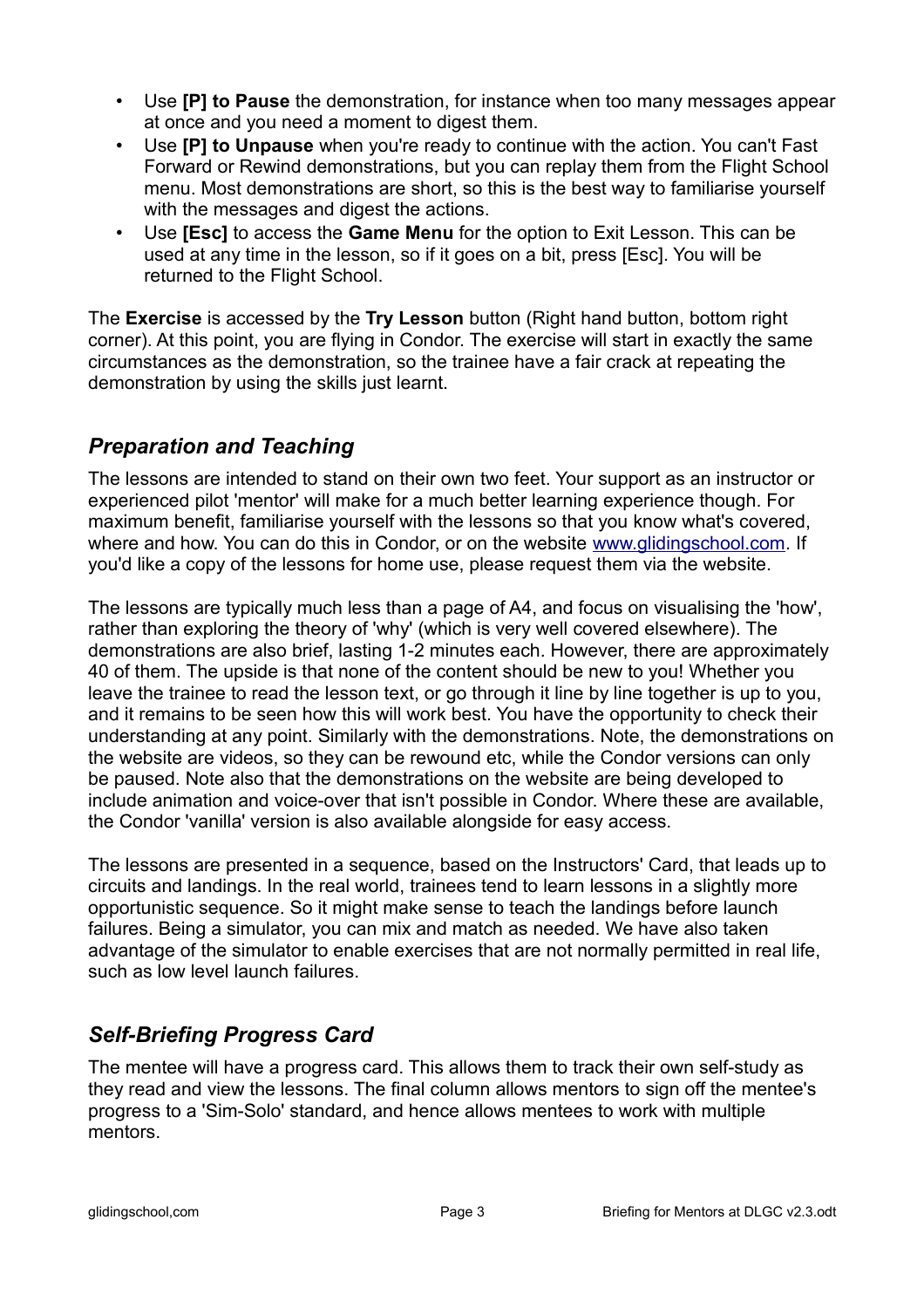- Use **[P] to Pause** the demonstration, for instance when too many messages appear at once and you need a moment to digest them.
- Use **[P] to Unpause** when you're ready to continue with the action. You can't Fast Forward or Rewind demonstrations, but you can replay them from the Flight School menu. Most demonstrations are short, so this is the best way to familiarise yourself with the messages and digest the actions.
- Use **[Esc]** to access the **Game Menu** for the option to Exit Lesson. This can be used at any time in the lesson, so if it goes on a bit, press [Esc]. You will be returned to the Flight School.

The **Exercise** is accessed by the **Try Lesson** button (Right hand button, bottom right corner). At this point, you are flying in Condor. The exercise will start in exactly the same circumstances as the demonstration, so the trainee have a fair crack at repeating the demonstration by using the skills just learnt.

## *Preparation and Teaching*

The lessons are intended to stand on their own two feet. Your support as an instructor or experienced pilot 'mentor' will make for a much better learning experience though. For maximum benefit, familiarise yourself with the lessons so that you know what's covered, where and how. You can do this in Condor, or on the website www.glidingschool.com. If you'd like a copy of the lessons for home use, please request them via the website.

The lessons are typically much less than a page of A4, and focus on visualising the 'how', rather than exploring the theory of 'why' (which is very well covered elsewhere). The demonstrations are also brief, lasting 1-2 minutes each. However, there are approximately 40 of them. The upside is that none of the content should be new to you! Whether you leave the trainee to read the lesson text, or go through it line by line together is up to you, and it remains to be seen how this will work best. You have the opportunity to check their understanding at any point. Similarly with the demonstrations. Note, the demonstrations on the website are videos, so they can be rewound etc, while the Condor versions can only be paused. Note also that the demonstrations on the website are being developed to include animation and voice-over that isn't possible in Condor. Where these are available, the Condor 'vanilla' version is also available alongside for easy access.

The lessons are presented in a sequence, based on the Instructors' Card, that leads up to circuits and landings. In the real world, trainees tend to learn lessons in a slightly more opportunistic sequence. So it might make sense to teach the landings before launch failures. Being a simulator, you can mix and match as needed. We have also taken advantage of the simulator to enable exercises that are not normally permitted in real life, such as low level launch failures.

## *Self-Briefing Progress Card*

The mentee will have a progress card. This allows them to track their own self-study as they read and view the lessons. The final column allows mentors to sign off the mentee's progress to a 'Sim-Solo' standard, and hence allows mentees to work with multiple mentors.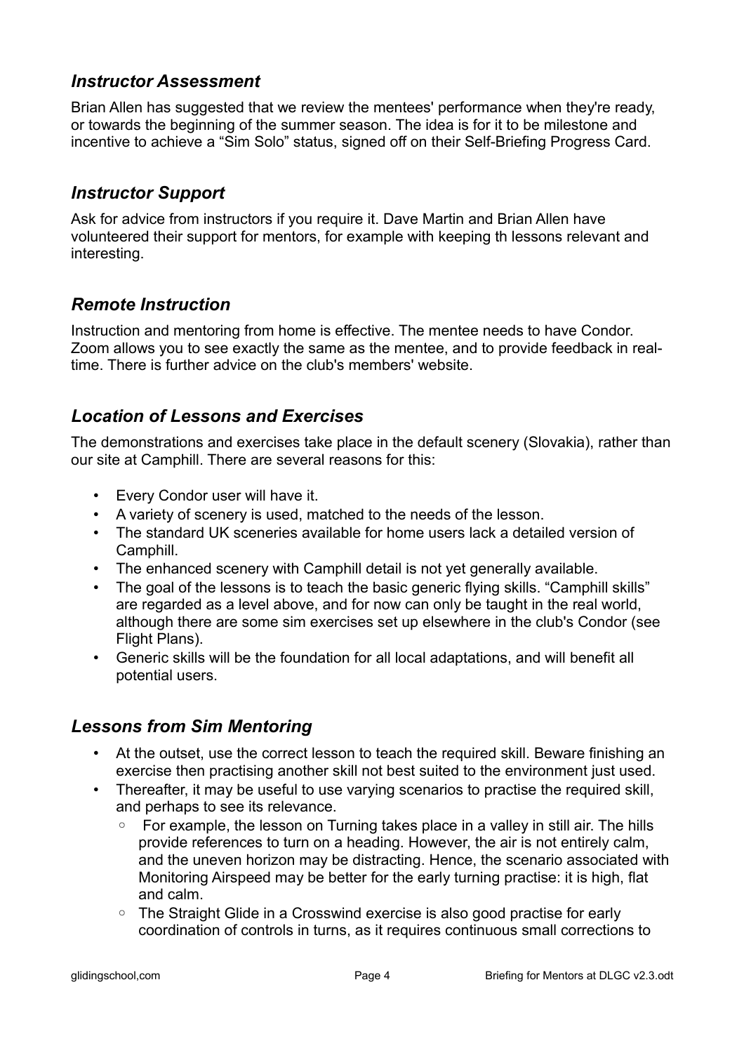### *Instructor Assessment*

Brian Allen has suggested that we review the mentees' performance when they're ready, or towards the beginning of the summer season. The idea is for it to be milestone and incentive to achieve a "Sim Solo" status, signed off on their Self-Briefing Progress Card.

### *Instructor Support*

Ask for advice from instructors if you require it. Dave Martin and Brian Allen have volunteered their support for mentors, for example with keeping th lessons relevant and interesting.

### *Remote Instruction*

Instruction and mentoring from home is effective. The mentee needs to have Condor. Zoom allows you to see exactly the same as the mentee, and to provide feedback in real-time. There is further advice on the club's members' website.

### *Location of Lessons and Exercises*

The demonstrations and exercises take place in the default scenery (Slovakia), rather than our site at Camphill. There are several reasons for this:

- Every Condor user will have it.
- A variety of scenery is used, matched to the needs of the lesson.
- The standard UK sceneries available for home users lack a detailed version of Camphill.
- The enhanced scenery with Camphill detail is not yet generally available.
- The goal of the lessons is to teach the basic generic flying skills. "Camphill skills" are regarded as a level above, and for now can only be taught in the real world, although there are some sim exercises set up elsewhere in the club's Condor (see Flight Plans).
- Generic skills will be the foundation for all local adaptations, and will benefit all potential users.

### *Lessons from Sim Mentoring*

- At the outset, use the correct lesson to teach the required skill. Beware finishing an exercise then practising another skill not best suited to the environment just used.
- Thereafter, it may be useful to use varying scenarios to practise the required skill, and perhaps to see its relevance.
  - For example, the lesson on Turning takes place in a valley in still air. The hills provide references to turn on a heading. However, the air is not entirely calm, and the uneven horizon may be distracting. Hence, the scenario associated with Monitoring Airspeed may be better for the early turning practise: it is high, flat and calm.
  - The Straight Glide in a Crosswind exercise is also good practise for early coordination of controls in turns, as it requires continuous small corrections to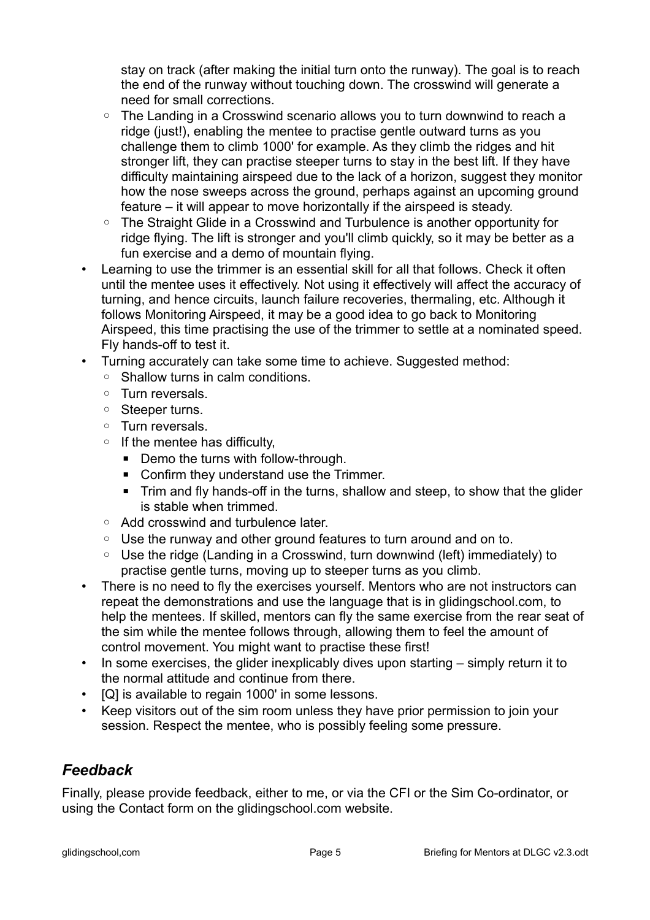stay on track (after making the initial turn onto the runway). The goal is to reach the end of the runway without touching down. The crosswind will generate a need for small corrections.
  - The Landing in a Crosswind scenario allows you to turn downwind to reach a ridge (just!), enabling the mentee to practise gentle outward turns as you challenge them to climb 1000' for example. As they climb the ridges and hit stronger lift, they can practise steeper turns to stay in the best lift. If they have difficulty maintaining airspeed due to the lack of a horizon, suggest they monitor how the nose sweeps across the ground, perhaps against an upcoming ground feature – it will appear to move horizontally if the airspeed is steady.
  - The Straight Glide in a Crosswind and Turbulence is another opportunity for ridge flying. The lift is stronger and you'll climb quickly, so it may be better as a fun exercise and a demo of mountain flying.
- Learning to use the trimmer is an essential skill for all that follows. Check it often until the mentee uses it effectively. Not using it effectively will affect the accuracy of turning, and hence circuits, launch failure recoveries, thermaling, etc. Although it follows Monitoring Airspeed, it may be a good idea to go back to Monitoring Airspeed, this time practising the use of the trimmer to settle at a nominated speed. Fly hands-off to test it.
- Turning accurately can take some time to achieve. Suggested method:
  - Shallow turns in calm conditions.
  - Turn reversals.
  - Steeper turns.
  - Turn reversals.
  - If the mentee has difficulty,
    - Demo the turns with follow-through.
    - Confirm they understand use the Trimmer.
    - Trim and fly hands-off in the turns, shallow and steep, to show that the glider is stable when trimmed.
  - Add crosswind and turbulence later.
  - Use the runway and other ground features to turn around and on to.
  - Use the ridge (Landing in a Crosswind, turn downwind (left) immediately) to practise gentle turns, moving up to steeper turns as you climb.
- There is no need to fly the exercises yourself. Mentors who are not instructors can repeat the demonstrations and use the language that is in glidingschool.com, to help the mentees. If skilled, mentors can fly the same exercise from the rear seat of the sim while the mentee follows through, allowing them to feel the amount of control movement. You might want to practise these first!
- In some exercises, the glider inexplicably dives upon starting – simply return it to the normal attitude and continue from there.
- [Q] is available to regain 1000' in some lessons.
- Keep visitors out of the sim room unless they have prior permission to join your session. Respect the mentee, who is possibly feeling some pressure.

## *Feedback*

Finally, please provide feedback, either to me, or via the CFI or the Sim Co-ordinator, or using the Contact form on the glidingschool.com website.